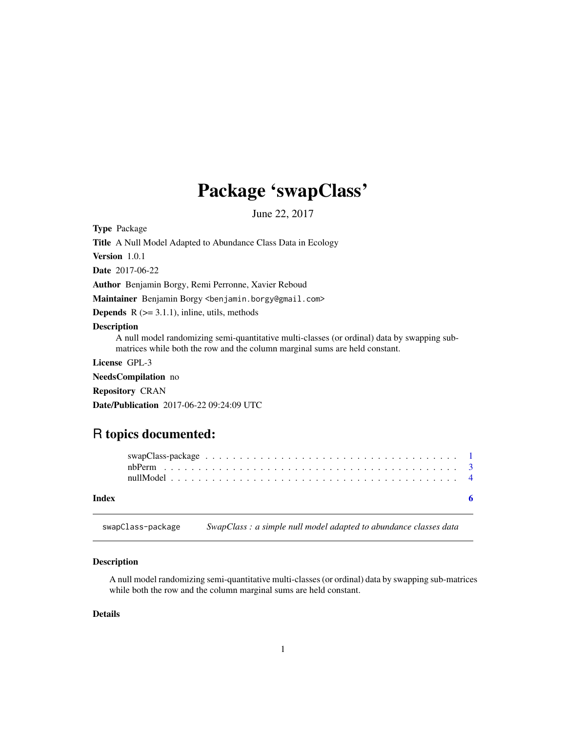# Package 'swapClass'

June 22, 2017

**Type** Package

**Title** A Null Model Adapted to Abundance Class Data in Ecology

**Version** 1.0.1

**Date** 2017-06-22

**Author** Benjamin Borgy, Remi Perronne, Xavier Reboud

**Maintainer** Benjamin Borgy <benjamin.borgy@gmail.com>

**Depends** R (>= 3.1.1), inline, utils, methods

**Description**
A null model randomizing semi-quantitative multi-classes (or ordinal) data by swapping sub-matrices while both the row and the column marginal sums are held constant.

**License** GPL-3

**NeedsCompilation** no

**Repository** CRAN

**Date/Publication** 2017-06-22 09:24:09 UTC

## R topics documented:

swapClass-package . . . . . . . . . . . . . . . . . . . . . . . . . . . . . . . . . . . . 1
nbPerm . . . . . . . . . . . . . . . . . . . . . . . . . . . . . . . . . . . . . . . . . . 3
nullModel . . . . . . . . . . . . . . . . . . . . . . . . . . . . . . . . . . . . . . . . 4

**Index** **6**

---

`swapClass-package` *SwapClass : a simple null model adapted to abundance classes data*

---

### Description

A null model randomizing semi-quantitative multi-classes (or ordinal) data by swapping sub-matrices while both the row and the column marginal sums are held constant.

### Details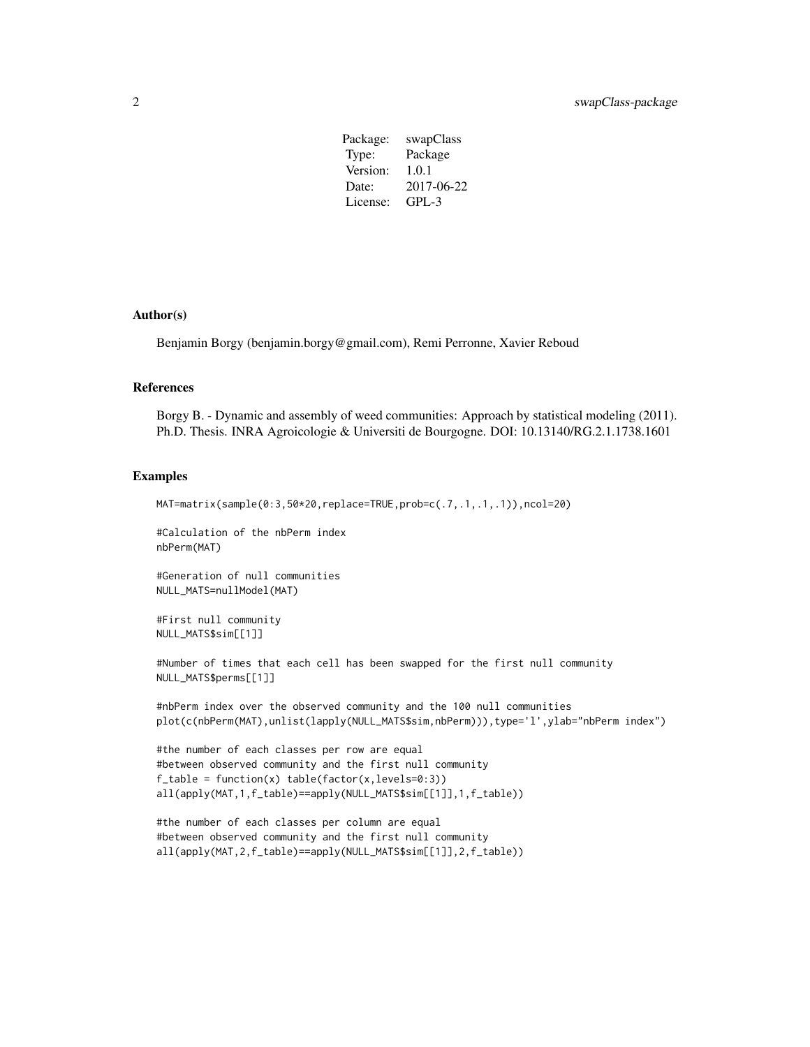| Package: | swapClass |
|---|---|
| Type: | Package |
| Version: | 1.0.1 |
| Date: | 2017-06-22 |
| License: | GPL-3 |

## Author(s)

Benjamin Borgy (benjamin.borgy@gmail.com), Remi Perronne, Xavier Reboud

## References

Borgy B. - Dynamic and assembly of weed communities: Approach by statistical modeling (2011). Ph.D. Thesis. INRA Agroicologie & Universiti de Bourgogne. DOI: 10.13140/RG.2.1.1738.1601

## Examples

```
MAT=matrix(sample(0:3,50*20,replace=TRUE,prob=c(.7,.1,.1,.1)),ncol=20)

#Calculation of the nbPerm index
nbPerm(MAT)

#Generation of null communities
NULL_MATS=nullModel(MAT)

#First null community
NULL_MATS$sim[[1]]

#Number of times that each cell has been swapped for the first null community
NULL_MATS$perms[[1]]

#nbPerm index over the observed community and the 100 null communities
plot(c(nbPerm(MAT),unlist(lapply(NULL_MATS$sim,nbPerm))),type='l',ylab="nbPerm index")

#the number of each classes per row are equal
#between observed community and the first null community
f_table = function(x) table(factor(x,levels=0:3))
all(apply(MAT,1,f_table)==apply(NULL_MATS$sim[[1]],1,f_table))

#the number of each classes per column are equal
#between observed community and the first null community
all(apply(MAT,2,f_table)==apply(NULL_MATS$sim[[1]],2,f_table))
```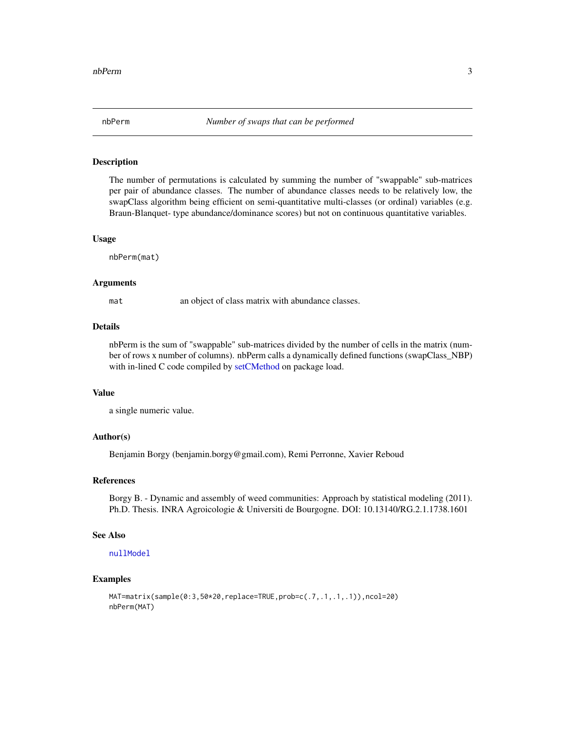# nbPerm *Number of swaps that can be performed*

## Description

The number of permutations is calculated by summing the number of "swappable" sub-matrices per pair of abundance classes. The number of abundance classes needs to be relatively low, the swapClass algorithm being efficient on semi-quantitative multi-classes (or ordinal) variables (e.g. Braun-Blanquet- type abundance/dominance scores) but not on continuous quantitative variables.

## Usage

```
nbPerm(mat)
```

## Arguments

| | |
|---|---|
| mat | an object of class matrix with abundance classes. |

## Details

nbPerm is the sum of "swappable" sub-matrices divided by the number of cells in the matrix (number of rows x number of columns). nbPerm calls a dynamically defined functions (swapClass_NBP) with in-lined C code compiled by setCMethod on package load.

## Value

a single numeric value.

## Author(s)

Benjamin Borgy (benjamin.borgy@gmail.com), Remi Perronne, Xavier Reboud

## References

Borgy B. - Dynamic and assembly of weed communities: Approach by statistical modeling (2011). Ph.D. Thesis. INRA Agroicologie & Universiti de Bourgogne. DOI: 10.13140/RG.2.1.1738.1601

## See Also

nullModel

## Examples

```
MAT=matrix(sample(0:3,50*20,replace=TRUE,prob=c(.7,.1,.1,.1)),ncol=20)
nbPerm(MAT)
```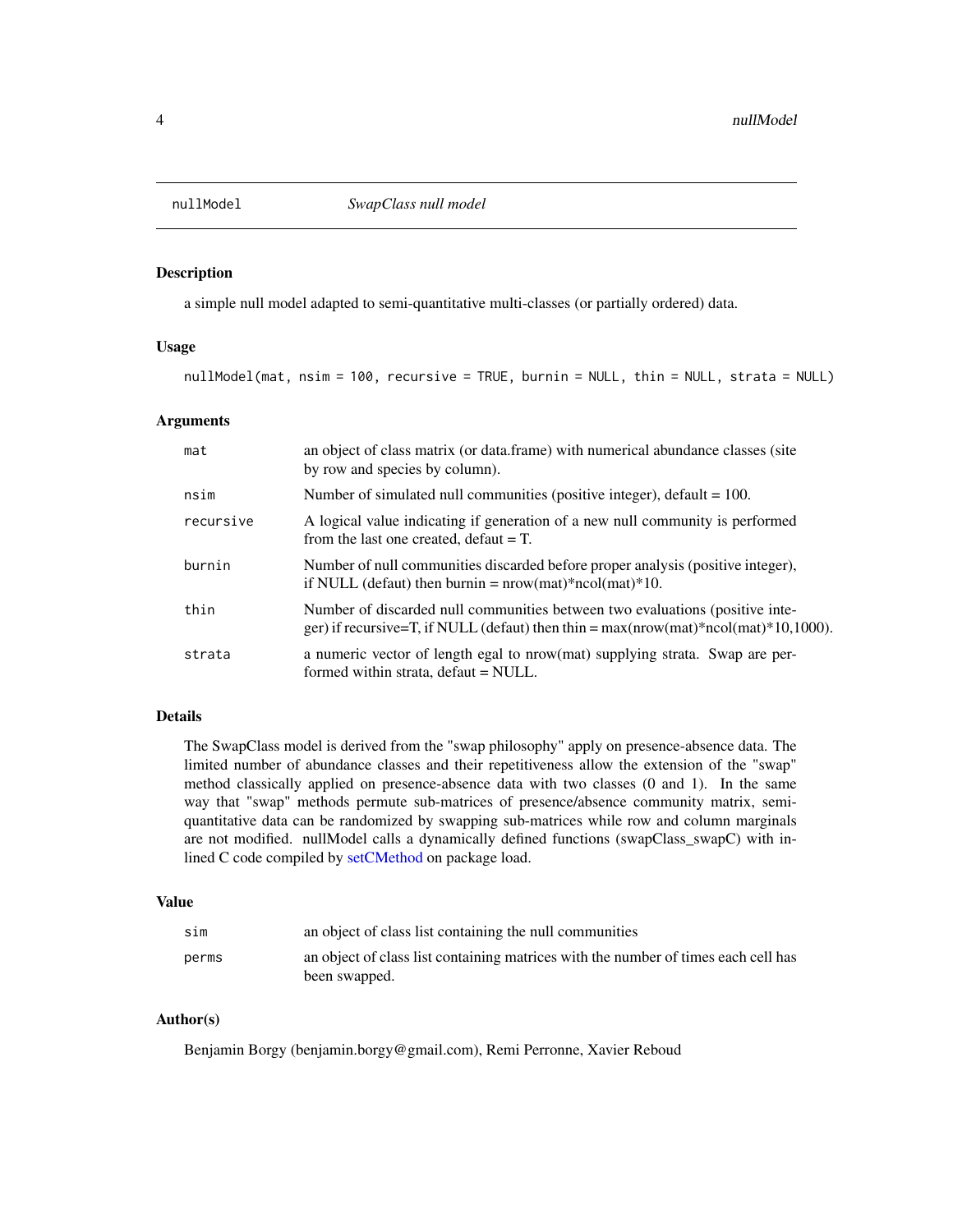# nullModel — *SwapClass null model*

## Description

a simple null model adapted to semi-quantitative multi-classes (or partially ordered) data.

## Usage

```
nullModel(mat, nsim = 100, recursive = TRUE, burnin = NULL, thin = NULL, strata = NULL)
```

## Arguments

| | |
|---|---|
| `mat` | an object of class matrix (or data.frame) with numerical abundance classes (site by row and species by column). |
| `nsim` | Number of simulated null communities (positive integer), default = 100. |
| `recursive` | A logical value indicating if generation of a new null community is performed from the last one created, defaut = T. |
| `burnin` | Number of null communities discarded before proper analysis (positive integer), if NULL (defaut) then burnin = nrow(mat)*ncol(mat)*10. |
| `thin` | Number of discarded null communities between two evaluations (positive integer) if recursive=T, if NULL (defaut) then thin = max(nrow(mat)*ncol(mat)*10,1000). |
| `strata` | a numeric vector of length egal to nrow(mat) supplying strata. Swap are performed within strata, defaut = NULL. |

## Details

The SwapClass model is derived from the "swap philosophy" apply on presence-absence data. The limited number of abundance classes and their repetitiveness allow the extension of the "swap" method classically applied on presence-absence data with two classes (0 and 1). In the same way that "swap" methods permute sub-matrices of presence/absence community matrix, semi-quantitative data can be randomized by swapping sub-matrices while row and column marginals are not modified. nullModel calls a dynamically defined functions (swapClass_swapC) with inlined C code compiled by setCMethod on package load.

## Value

| | |
|---|---|
| `sim` | an object of class list containing the null communities |
| `perms` | an object of class list containing matrices with the number of times each cell has been swapped. |

## Author(s)

Benjamin Borgy (benjamin.borgy@gmail.com), Remi Perronne, Xavier Reboud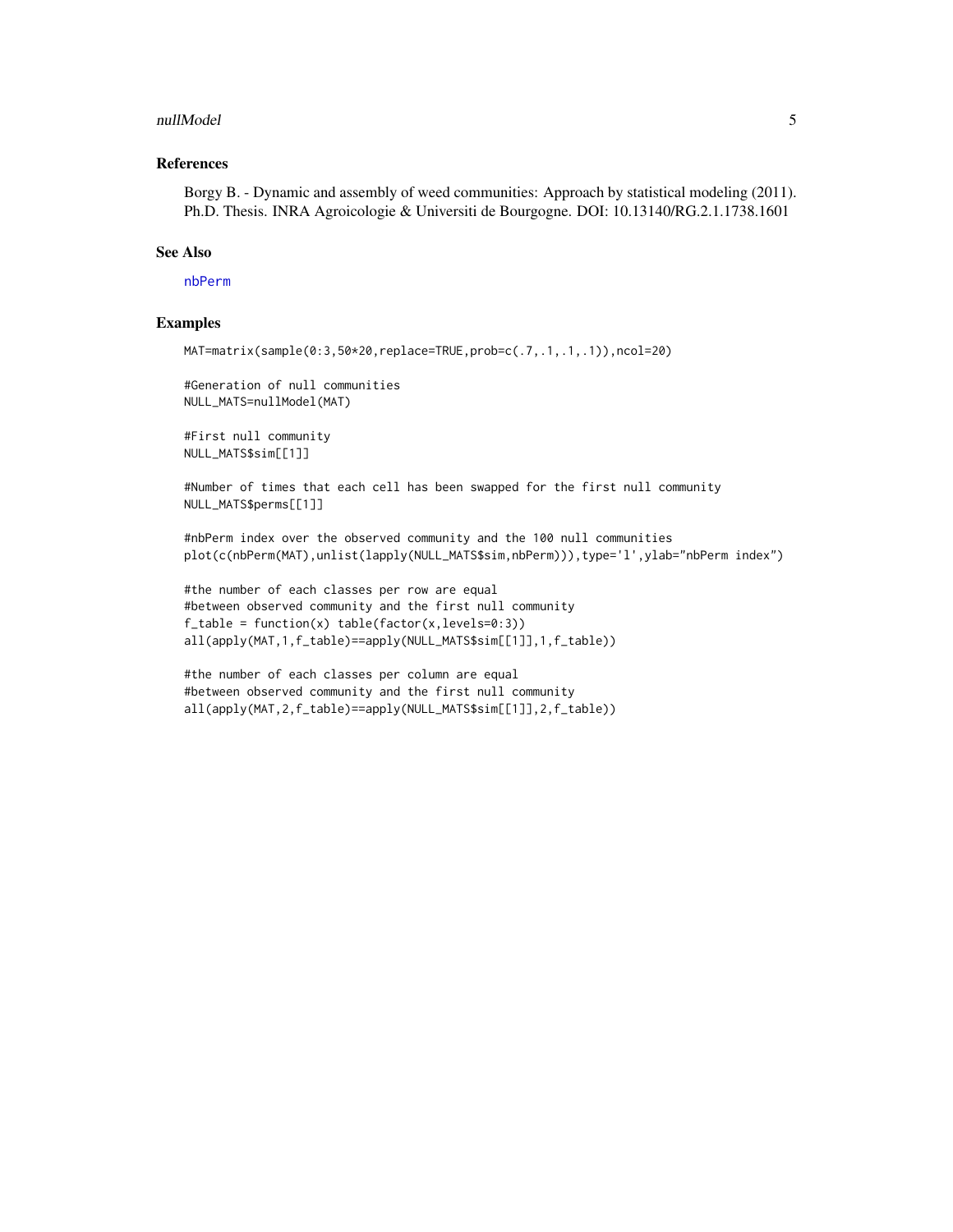## References

Borgy B. - Dynamic and assembly of weed communities: Approach by statistical modeling (2011). Ph.D. Thesis. INRA Agroicologie & Universiti de Bourgogne. DOI: 10.13140/RG.2.1.1738.1601

## See Also

nbPerm

## Examples

```
MAT=matrix(sample(0:3,50*20,replace=TRUE,prob=c(.7,.1,.1,.1)),ncol=20)

#Generation of null communities
NULL_MATS=nullModel(MAT)

#First null community
NULL_MATS$sim[[1]]

#Number of times that each cell has been swapped for the first null community
NULL_MATS$perms[[1]]

#nbPerm index over the observed community and the 100 null communities
plot(c(nbPerm(MAT),unlist(lapply(NULL_MATS$sim,nbPerm))),type='l',ylab="nbPerm index")

#the number of each classes per row are equal
#between observed community and the first null community
f_table = function(x) table(factor(x,levels=0:3))
all(apply(MAT,1,f_table)==apply(NULL_MATS$sim[[1]],1,f_table))

#the number of each classes per column are equal
#between observed community and the first null community
all(apply(MAT,2,f_table)==apply(NULL_MATS$sim[[1]],2,f_table))
```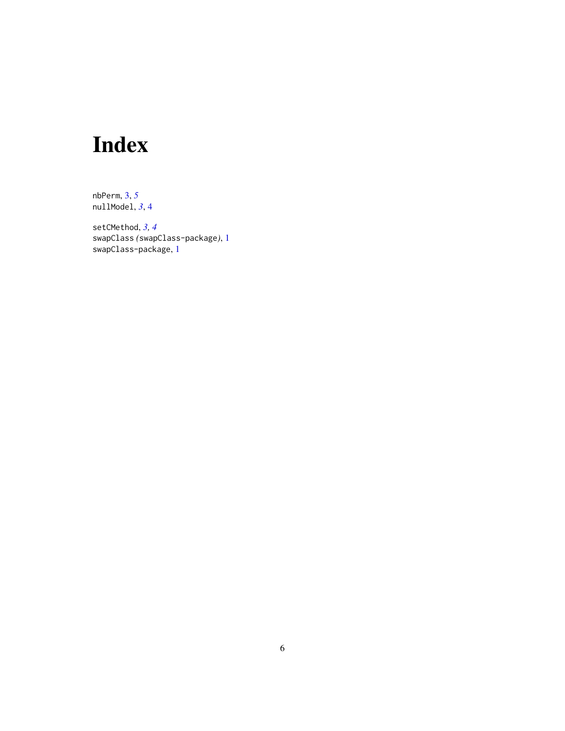# Index

nbPerm, 3, *5*
nullModel, *3*, 4

setCMethod, *3, 4*
swapClass (swapClass-package), 1
swapClass-package, 1